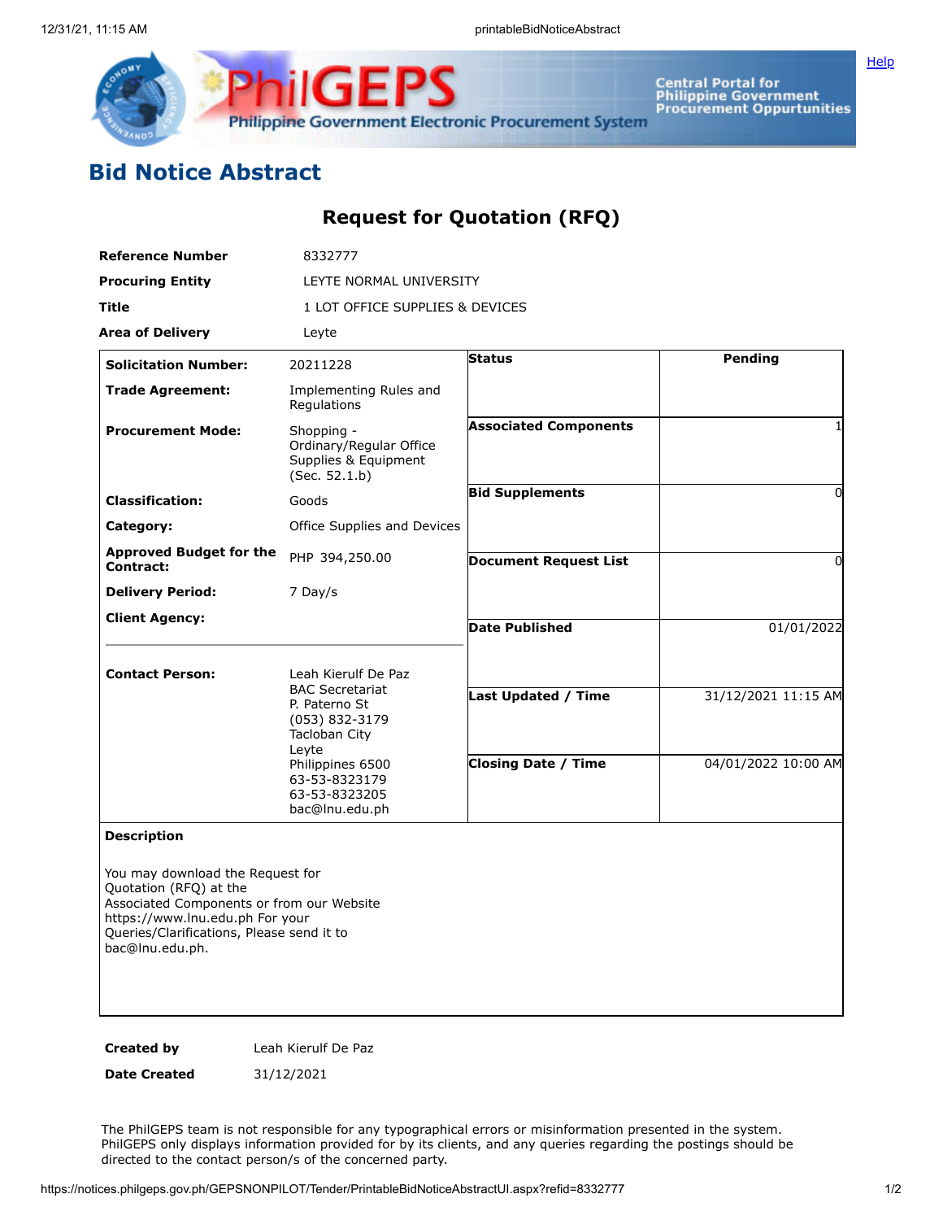# Bid Notice Abstract

## Request for Quotation (RFQ)

| | |
|---|---|
| **Reference Number** | 8332777 |
| **Procuring Entity** | LEYTE NORMAL UNIVERSITY |
| **Title** | 1 LOT OFFICE SUPPLIES & DEVICES |
| **Area of Delivery** | Leyte |

| | |
|---|---|
| **Solicitation Number:** | 20211228 |
| **Trade Agreement:** | Implementing Rules and Regulations |
| **Procurement Mode:** | Shopping - Ordinary/Regular Office Supplies & Equipment (Sec. 52.1.b) |
| **Classification:** | Goods |
| **Category:** | Office Supplies and Devices |
| **Approved Budget for the Contract:** | PHP 394,250.00 |
| **Delivery Period:** | 7 Day/s |
| **Client Agency:** | |
| **Contact Person:** | Leah Kierulf De Paz<br>BAC Secretariat<br>P. Paterno St<br>(053) 832-3179<br>Tacloban City<br>Leyte<br>Philippines 6500<br>63-53-8323179<br>63-53-8323205<br>bac@lnu.edu.ph |

| | |
|---|---|
| **Status** | Pending |
| **Associated Components** | 1 |
| **Bid Supplements** | 0 |
| **Document Request List** | 0 |
| **Date Published** | 01/01/2022 |
| **Last Updated / Time** | 31/12/2021 11:15 AM |
| **Closing Date / Time** | 04/01/2022 10:00 AM |

**Description**

You may download the Request for Quotation (RFQ) at the Associated Components or from our Website https://www.lnu.edu.ph For your Queries/Clarifications, Please send it to bac@lnu.edu.ph.

| | |
|---|---|
| **Created by** | Leah Kierulf De Paz |
| **Date Created** | 31/12/2021 |

The PhilGEPS team is not responsible for any typographical errors or misinformation presented in the system. PhilGEPS only displays information provided for by its clients, and any queries regarding the postings should be directed to the contact person/s of the concerned party.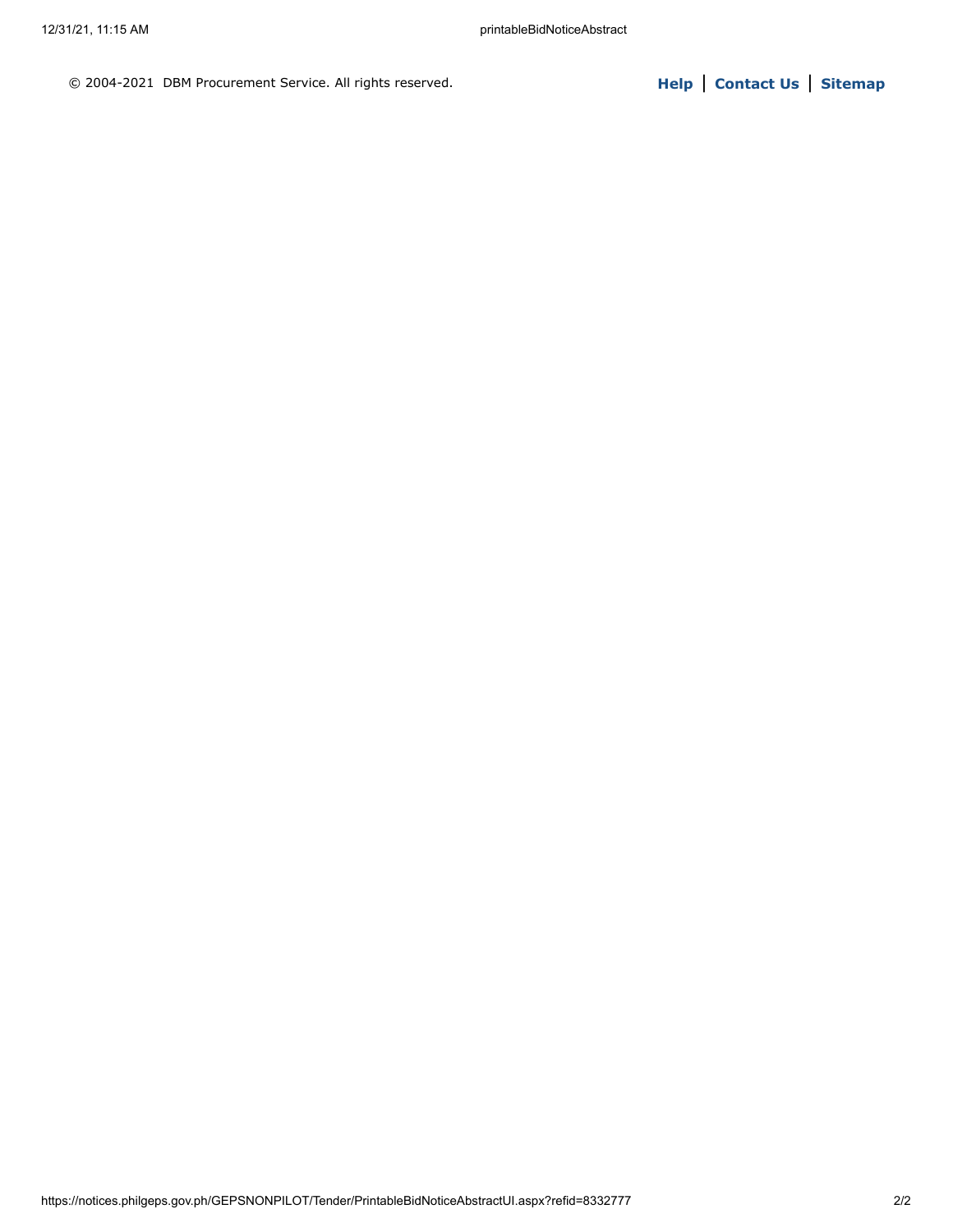© 2004-2021 DBM Procurement Service. All rights reserved.

**Help** | **Contact Us** | **Sitemap**